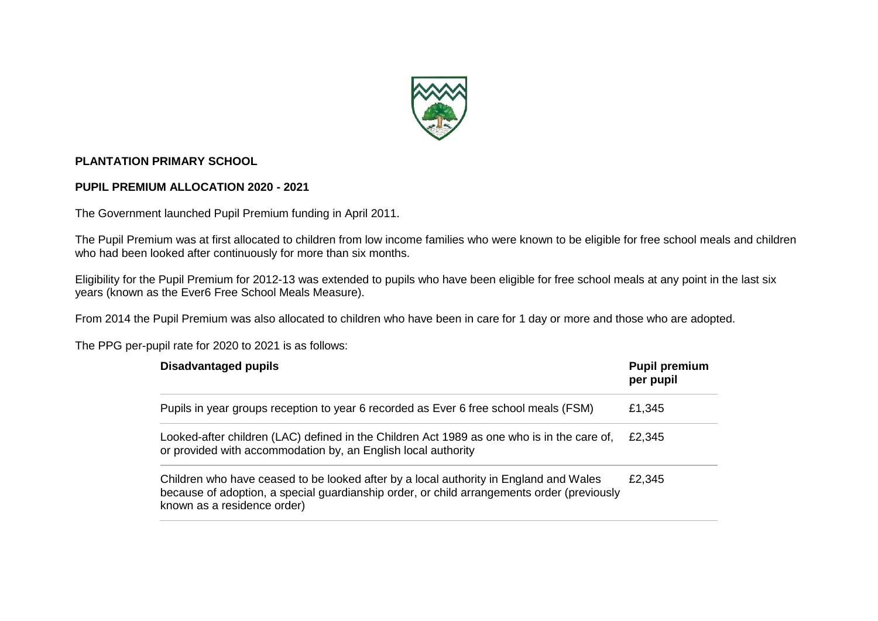**PLANTATION PRIMARY SCHOOL**

**PUPIL PREMIUM ALLOCATION 2020 - 2021**

The Government launched Pupil Premium funding in April 2011.

The Pupil Premium was at first allocated to children from low income families who were known to be eligible for free school meals and children who had been looked after continuously for more than six months.

Eligibility for the Pupil Premium for 2012-13 was extended to pupils who have been eligible for free school meals at any point in the last six years (known as the Ever6 Free School Meals Measure).

From 2014 the Pupil Premium was also allocated to children who have been in care for 1 day or more and those who are adopted.

The PPG per-pupil rate for 2020 to 2021 is as follows:

| Disadvantaged pupils | Pupil premium per pupil |
| --- | --- |
| Pupils in year groups reception to year 6 recorded as Ever 6 free school meals (FSM) | £1,345 |
| Looked-after children (LAC) defined in the Children Act 1989 as one who is in the care of, or provided with accommodation by, an English local authority | £2,345 |
| Children who have ceased to be looked after by a local authority in England and Wales because of adoption, a special guardianship order, or child arrangements order (previously known as a residence order) | £2,345 |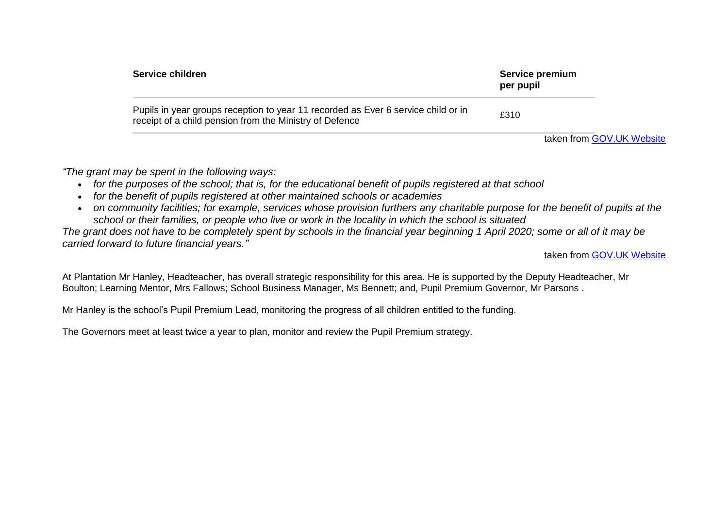| **Service children** | **Service premium per pupil** |
| --- | --- |
| Pupils in year groups reception to year 11 recorded as Ever 6 service child or in receipt of a child pension from the Ministry of Defence | £310 |

taken from [GOV.UK Website]

*"The grant may be spent in the following ways:*

- *for the purposes of the school; that is, for the educational benefit of pupils registered at that school*
- *for the benefit of pupils registered at other maintained schools or academies*
- *on community facilities; for example, services whose provision furthers any charitable purpose for the benefit of pupils at the school or their families, or people who live or work in the locality in which the school is situated*

*The grant does not have to be completely spent by schools in the financial year beginning 1 April 2020; some or all of it may be carried forward to future financial years."*

taken from [GOV.UK Website]

At Plantation Mr Hanley, Headteacher, has overall strategic responsibility for this area. He is supported by the Deputy Headteacher, Mr Boulton; Learning Mentor, Mrs Fallows; School Business Manager, Ms Bennett; and, Pupil Premium Governor, Mr Parsons .

Mr Hanley is the school's Pupil Premium Lead, monitoring the progress of all children entitled to the funding.

The Governors meet at least twice a year to plan, monitor and review the Pupil Premium strategy.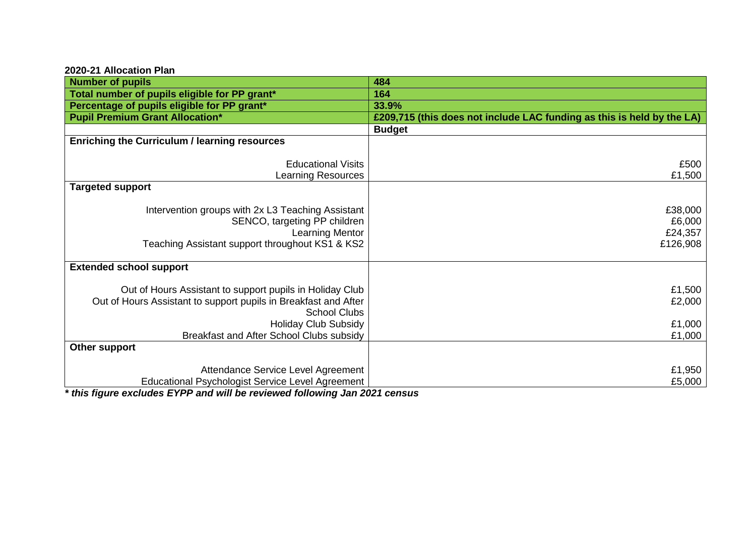**2020-21 Allocation Plan**

| **Number of pupils** | **484** |
|---|---|
| **Total number of pupils eligible for PP grant*** | **164** |
| **Percentage of pupils eligible for PP grant*** | **33.9%** |
| **Pupil Premium Grant Allocation*** | **£209,715 (this does not include LAC funding as this is held by the LA)** |
| | **Budget** |
| **Enriching the Curriculum / learning resources** | |
| Educational Visits | £500 |
| Learning Resources | £1,500 |
| **Targeted support** | |
| Intervention groups with 2x L3 Teaching Assistant | £38,000 |
| SENCO, targeting PP children | £6,000 |
| Learning Mentor | £24,357 |
| Teaching Assistant support throughout KS1 & KS2 | £126,908 |
| **Extended school support** | |
| Out of Hours Assistant to support pupils in Holiday Club | £1,500 |
| Out of Hours Assistant to support pupils in Breakfast and After School Clubs | £2,000 |
| Holiday Club Subsidy | £1,000 |
| Breakfast and After School Clubs subsidy | £1,000 |
| **Other support** | |
| Attendance Service Level Agreement | £1,950 |
| Educational Psychologist Service Level Agreement | £5,000 |

***\* this figure excludes EYPP and will be reviewed following Jan 2021 census***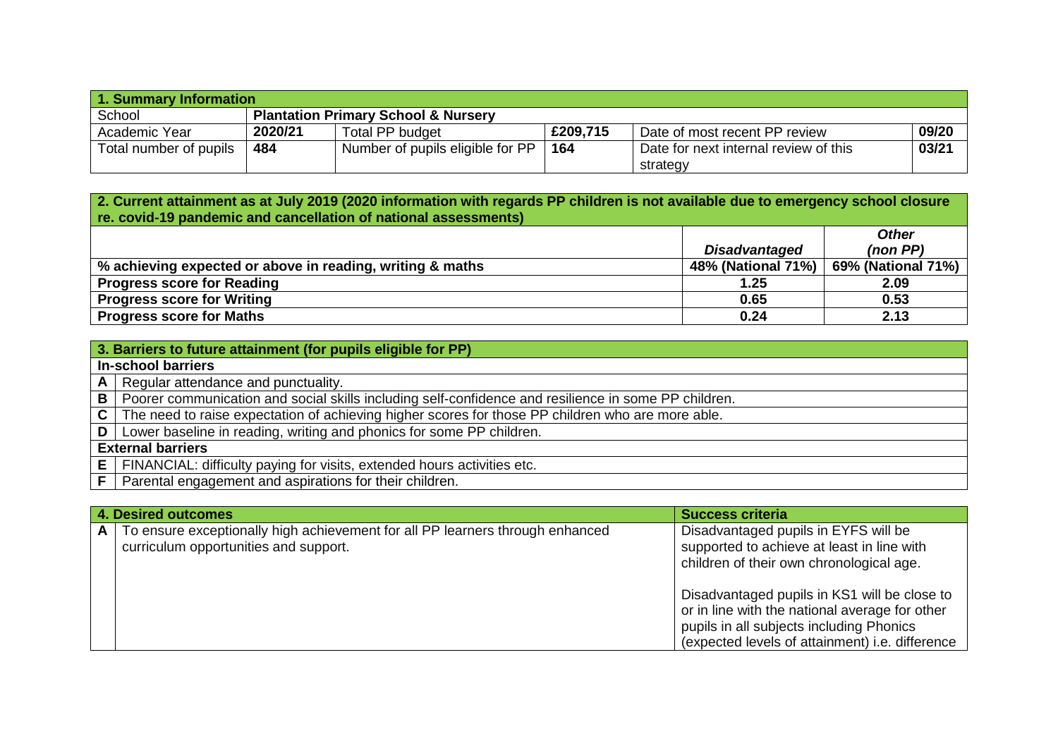| 1. Summary Information | | | | | |
|---|---|---|---|---|---|
| School | **Plantation Primary School & Nursery** | | | | |
| Academic Year | **2020/21** | Total PP budget | **£209,715** | Date of most recent PP review | **09/20** |
| Total number of pupils | **484** | Number of pupils eligible for PP | **164** | Date for next internal review of this strategy | **03/21** |

| 2. Current attainment as at July 2019 (2020 information with regards PP children is not available due to emergency school closure re. covid-19 pandemic and cancellation of national assessments) | | |
|---|---|---|
| | ***Disadvantaged*** | ***Other (non PP)*** |
| **% achieving expected or above in reading, writing & maths** | **48% (National 71%)** | **69% (National 71%)** |
| **Progress score for Reading** | **1.25** | **2.09** |
| **Progress score for Writing** | **0.65** | **0.53** |
| **Progress score for Maths** | **0.24** | **2.13** |

| 3. Barriers to future attainment (for pupils eligible for PP) | |
|---|---|
| **In-school barriers** | |
| **A** | Regular attendance and punctuality. |
| **B** | Poorer communication and social skills including self-confidence and resilience in some PP children. |
| **C** | The need to raise expectation of achieving higher scores for those PP children who are more able. |
| **D** | Lower baseline in reading, writing and phonics for some PP children. |
| **External barriers** | |
| **E** | FINANCIAL: difficulty paying for visits, extended hours activities etc. |
| **F** | Parental engagement and aspirations for their children. |

| | 4. Desired outcomes | Success criteria |
|---|---|---|
| **A** | To ensure exceptionally high achievement for all PP learners through enhanced curriculum opportunities and support. | Disadvantaged pupils in EYFS will be supported to achieve at least in line with children of their own chronological age.<br><br>Disadvantaged pupils in KS1 will be close to or in line with the national average for other pupils in all subjects including Phonics (expected levels of attainment) i.e. difference |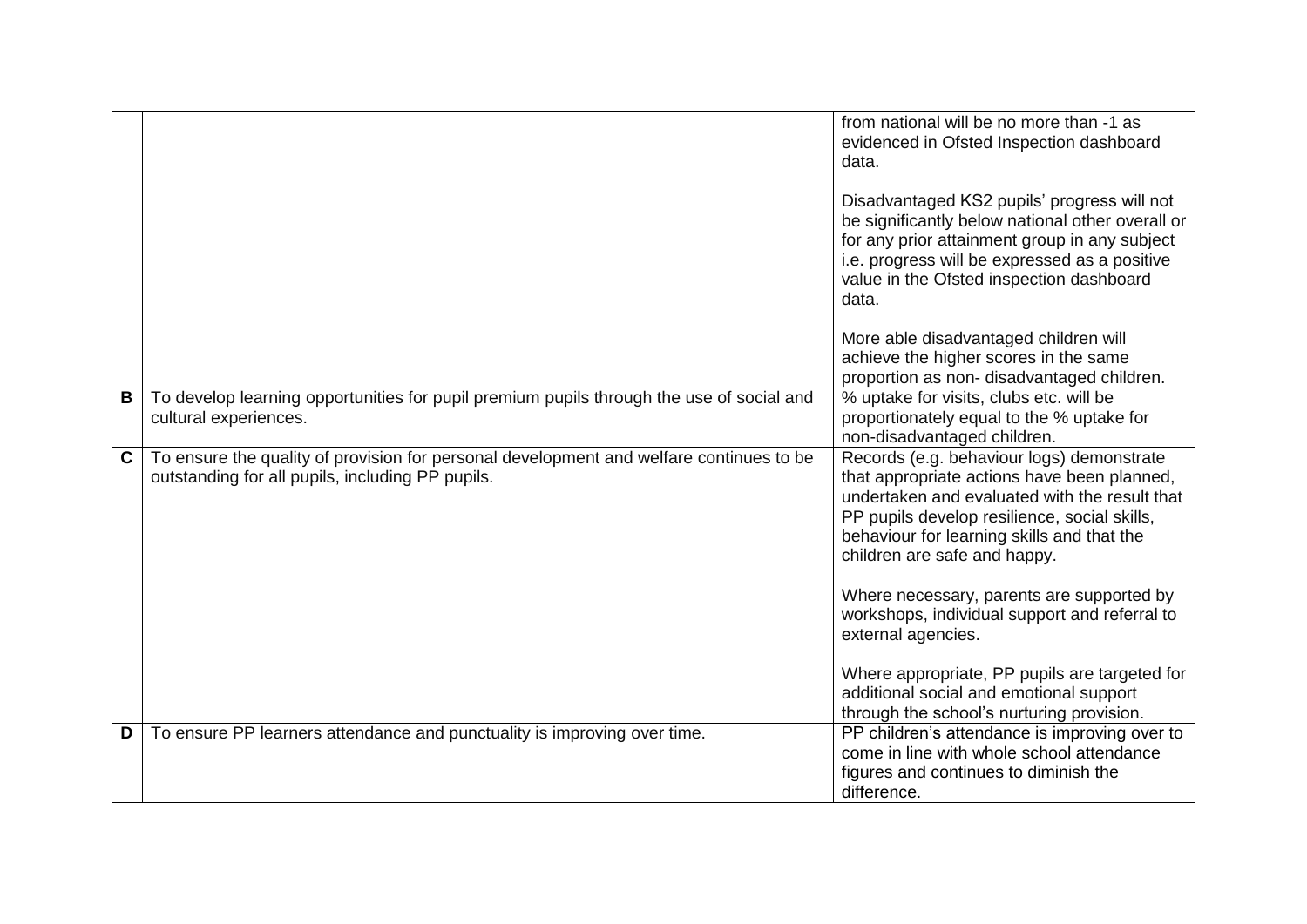| | | |
|---|---|---|
| | | from national will be no more than -1 as evidenced in Ofsted Inspection dashboard data.<br><br>Disadvantaged KS2 pupils' progress will not be significantly below national other overall or for any prior attainment group in any subject i.e. progress will be expressed as a positive value in the Ofsted inspection dashboard data.<br><br>More able disadvantaged children will achieve the higher scores in the same proportion as non- disadvantaged children. |
| **B** | To develop learning opportunities for pupil premium pupils through the use of social and cultural experiences. | % uptake for visits, clubs etc. will be proportionately equal to the % uptake for non-disadvantaged children. |
| **C** | To ensure the quality of provision for personal development and welfare continues to be outstanding for all pupils, including PP pupils. | Records (e.g. behaviour logs) demonstrate that appropriate actions have been planned, undertaken and evaluated with the result that PP pupils develop resilience, social skills, behaviour for learning skills and that the children are safe and happy.<br><br>Where necessary, parents are supported by workshops, individual support and referral to external agencies.<br><br>Where appropriate, PP pupils are targeted for additional social and emotional support through the school's nurturing provision. |
| **D** | To ensure PP learners attendance and punctuality is improving over time. | PP children's attendance is improving over to come in line with whole school attendance figures and continues to diminish the difference. |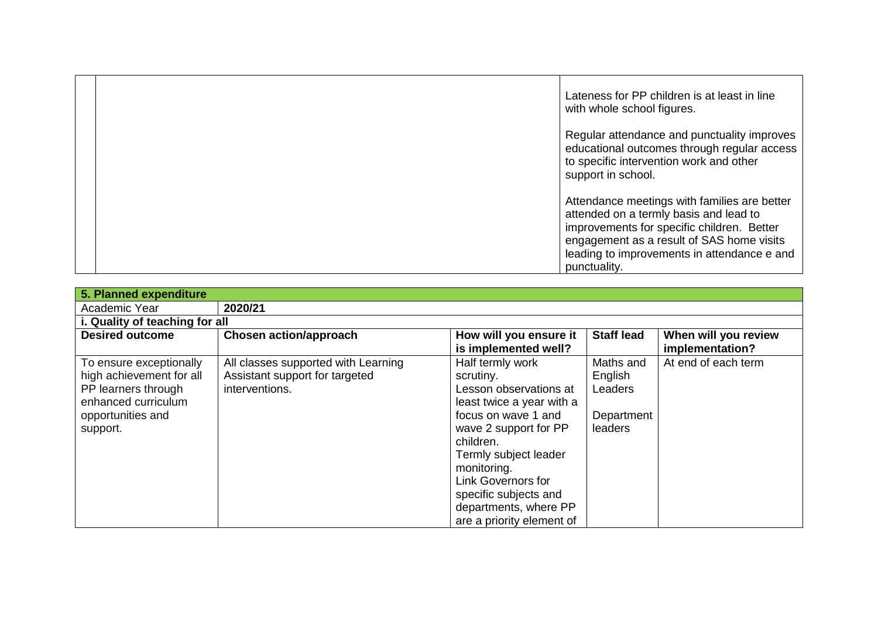| | | |
|---|---|---|
| | | Lateness for PP children is at least in line with whole school figures.<br><br>Regular attendance and punctuality improves educational outcomes through regular access to specific intervention work and other support in school.<br><br>Attendance meetings with families are better attended on a termly basis and lead to improvements for specific children. Better engagement as a result of SAS home visits leading to improvements in attendance e and punctuality. |

| **5. Planned expenditure** | | | | |
|---|---|---|---|---|
| Academic Year | **2020/21** | | | |
| **i. Quality of teaching for all** | | | | |
| **Desired outcome** | **Chosen action/approach** | **How will you ensure it is implemented well?** | **Staff lead** | **When will you review implementation?** |
| To ensure exceptionally high achievement for all PP learners through enhanced curriculum opportunities and support. | All classes supported with Learning Assistant support for targeted interventions. | Half termly work scrutiny.<br>Lesson observations at least twice a year with a focus on wave 1 and wave 2 support for PP children.<br>Termly subject leader monitoring.<br>Link Governors for specific subjects and departments, where PP are a priority element of | Maths and English Leaders<br><br>Department leaders | At end of each term |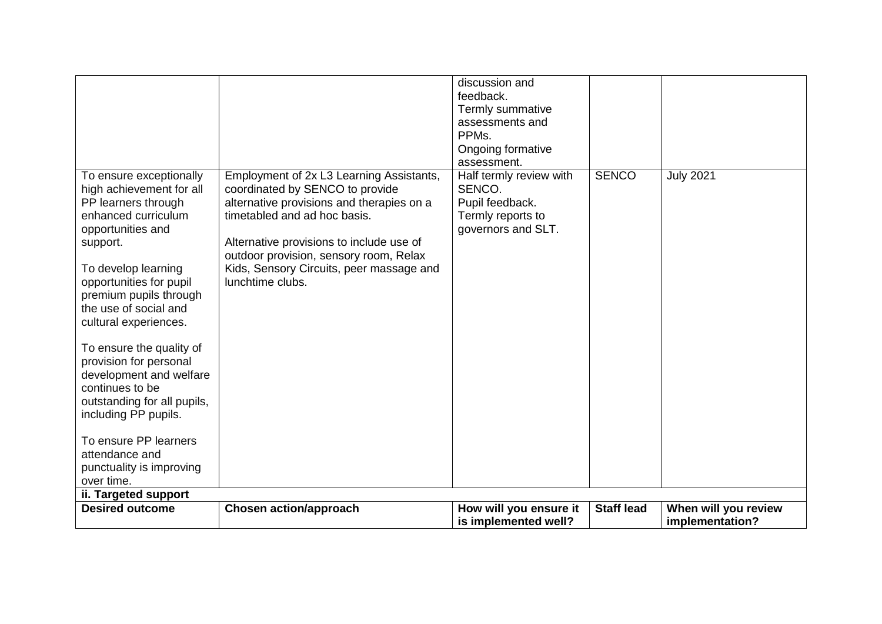| | | | | |
|---|---|---|---|---|
| | | discussion and feedback.<br>Termly summative assessments and PPMs.<br>Ongoing formative assessment. | | |
| To ensure exceptionally high achievement for all PP learners through enhanced curriculum opportunities and support.<br><br>To develop learning opportunities for pupil premium pupils through the use of social and cultural experiences.<br><br>To ensure the quality of provision for personal development and welfare continues to be outstanding for all pupils, including PP pupils.<br><br>To ensure PP learners attendance and punctuality is improving over time. | Employment of 2x L3 Learning Assistants, coordinated by SENCO to provide alternative provisions and therapies on a timetabled and ad hoc basis.<br><br>Alternative provisions to include use of outdoor provision, sensory room, Relax Kids, Sensory Circuits, peer massage and lunchtime clubs. | Half termly review with SENCO.<br>Pupil feedback.<br>Termly reports to governors and SLT. | SENCO | July 2021 |
| **ii. Targeted support** | | | | |
| **Desired outcome** | **Chosen action/approach** | **How will you ensure it is implemented well?** | **Staff lead** | **When will you review implementation?** |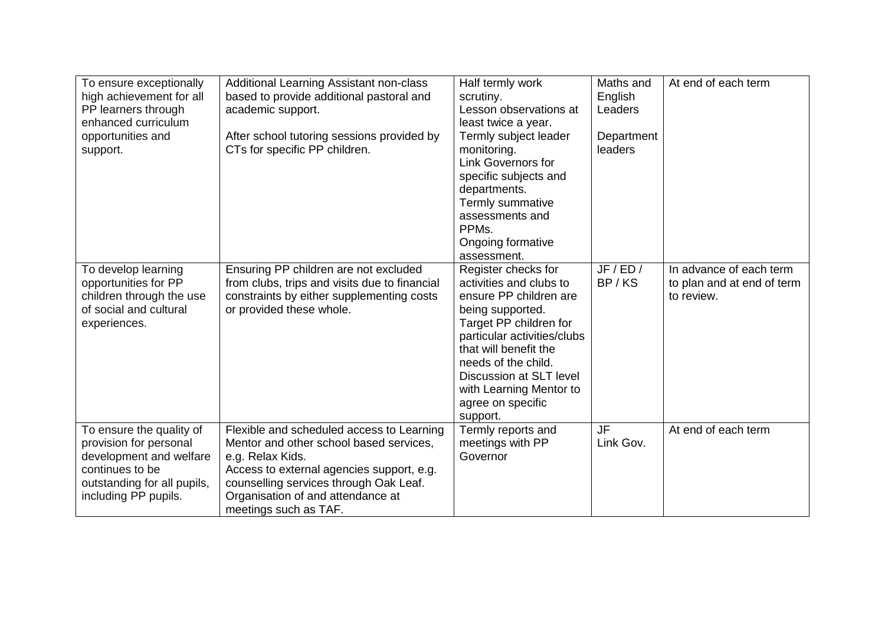| To ensure exceptionally high achievement for all PP learners through enhanced curriculum opportunities and support. | Additional Learning Assistant non-class based to provide additional pastoral and academic support.<br><br>After school tutoring sessions provided by CTs for specific PP children. | Half termly work scrutiny.<br>Lesson observations at least twice a year.<br>Termly subject leader monitoring.<br>Link Governors for specific subjects and departments.<br>Termly summative assessments and PPMs.<br>Ongoing formative assessment. | Maths and English Leaders<br><br>Department leaders | At end of each term |
|---|---|---|---|---|
| To develop learning opportunities for PP children through the use of social and cultural experiences. | Ensuring PP children are not excluded from clubs, trips and visits due to financial constraints by either supplementing costs or provided these whole. | Register checks for activities and clubs to ensure PP children are being supported.<br>Target PP children for particular activities/clubs that will benefit the needs of the child.<br>Discussion at SLT level with Learning Mentor to agree on specific support. | JF / ED / BP / KS | In advance of each term to plan and at end of term to review. |
| To ensure the quality of provision for personal development and welfare continues to be outstanding for all pupils, including PP pupils. | Flexible and scheduled access to Learning Mentor and other school based services, e.g. Relax Kids.<br>Access to external agencies support, e.g. counselling services through Oak Leaf.<br>Organisation of and attendance at meetings such as TAF. | Termly reports and meetings with PP Governor | JF<br>Link Gov. | At end of each term |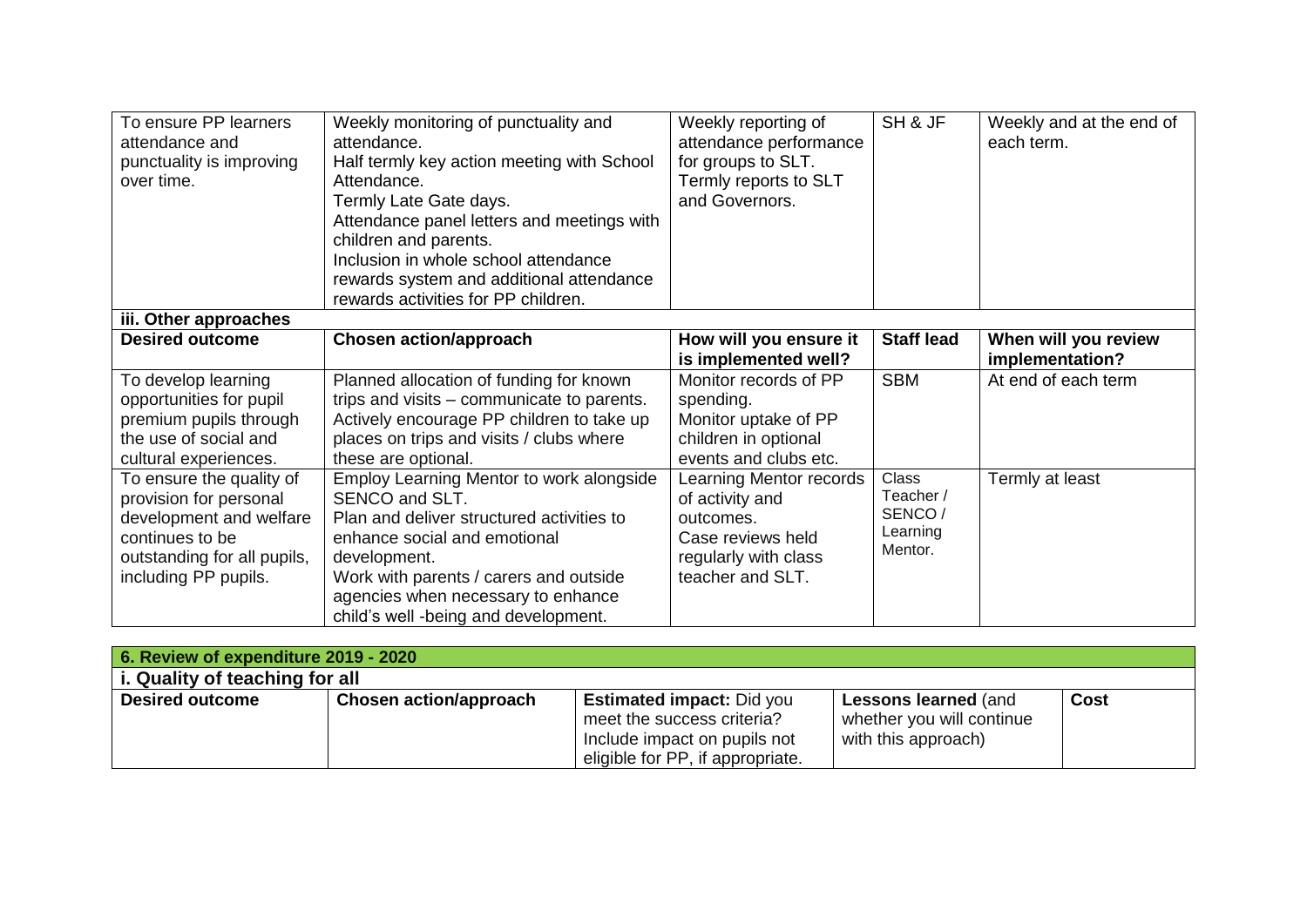| To ensure PP learners attendance and punctuality is improving over time. | Weekly monitoring of punctuality and attendance.<br>Half termly key action meeting with School Attendance.<br>Termly Late Gate days.<br>Attendance panel letters and meetings with children and parents.<br>Inclusion in whole school attendance rewards system and additional attendance rewards activities for PP children. | Weekly reporting of attendance performance for groups to SLT.<br>Termly reports to SLT and Governors. | SH & JF | Weekly and at the end of each term. |
|---|---|---|---|---|

**iii. Other approaches**

| Desired outcome | Chosen action/approach | How will you ensure it is implemented well? | Staff lead | When will you review implementation? |
|---|---|---|---|---|
| To develop learning opportunities for pupil premium pupils through the use of social and cultural experiences. | Planned allocation of funding for known trips and visits – communicate to parents.<br>Actively encourage PP children to take up places on trips and visits / clubs where these are optional. | Monitor records of PP spending.<br>Monitor uptake of PP children in optional events and clubs etc. | SBM | At end of each term |
| To ensure the quality of provision for personal development and welfare continues to be outstanding for all pupils, including PP pupils. | Employ Learning Mentor to work alongside SENCO and SLT.<br>Plan and deliver structured activities to enhance social and emotional development.<br>Work with parents / carers and outside agencies when necessary to enhance child's well -being and development. | Learning Mentor records of activity and outcomes.<br>Case reviews held regularly with class teacher and SLT. | Class Teacher / SENCO / Learning Mentor. | Termly at least |

## 6. Review of expenditure 2019 - 2020

**i. Quality of teaching for all**

| Desired outcome | Chosen action/approach | **Estimated impact:** Did you meet the success criteria? Include impact on pupils not eligible for PP, if appropriate. | **Lessons learned** (and whether you will continue with this approach) | Cost |
|---|---|---|---|---|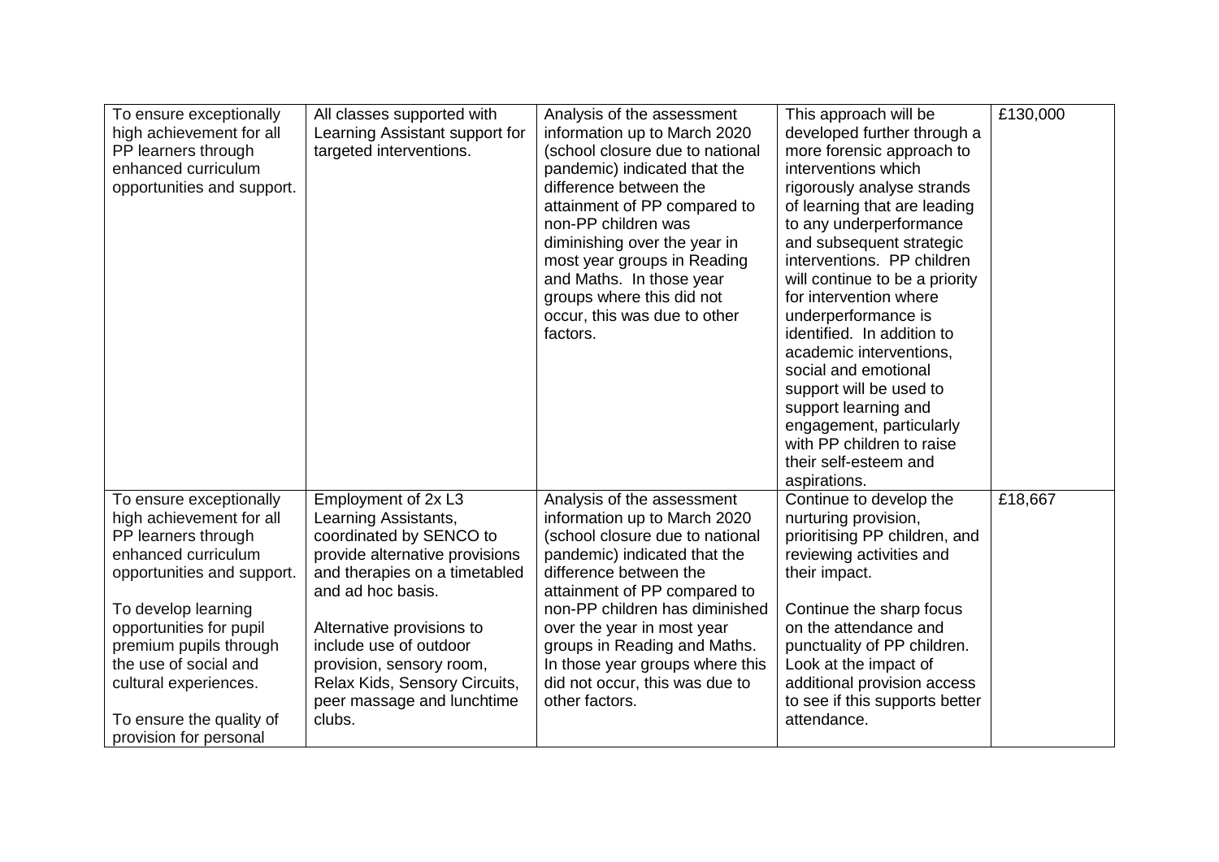| To ensure exceptionally high achievement for all PP learners through enhanced curriculum opportunities and support. | All classes supported with Learning Assistant support for targeted interventions. | Analysis of the assessment information up to March 2020 (school closure due to national pandemic) indicated that the difference between the attainment of PP compared to non-PP children was diminishing over the year in most year groups in Reading and Maths. In those year groups where this did not occur, this was due to other factors. | This approach will be developed further through a more forensic approach to interventions which rigorously analyse strands of learning that are leading to any underperformance and subsequent strategic interventions. PP children will continue to be a priority for intervention where underperformance is identified. In addition to academic interventions, social and emotional support will be used to support learning and engagement, particularly with PP children to raise their self-esteem and aspirations. | £130,000 |
|---|---|---|---|---|
| To ensure exceptionally high achievement for all PP learners through enhanced curriculum opportunities and support.<br><br>To develop learning opportunities for pupil premium pupils through the use of social and cultural experiences.<br><br>To ensure the quality of provision for personal | Employment of 2x L3 Learning Assistants, coordinated by SENCO to provide alternative provisions and therapies on a timetabled and ad hoc basis.<br><br>Alternative provisions to include use of outdoor provision, sensory room, Relax Kids, Sensory Circuits, peer massage and lunchtime clubs. | Analysis of the assessment information up to March 2020 (school closure due to national pandemic) indicated that the difference between the attainment of PP compared to non-PP children has diminished over the year in most year groups in Reading and Maths. In those year groups where this did not occur, this was due to other factors. | Continue to develop the nurturing provision, prioritising PP children, and reviewing activities and their impact.<br><br>Continue the sharp focus on the attendance and punctuality of PP children. Look at the impact of additional provision access to see if this supports better attendance. | £18,667 |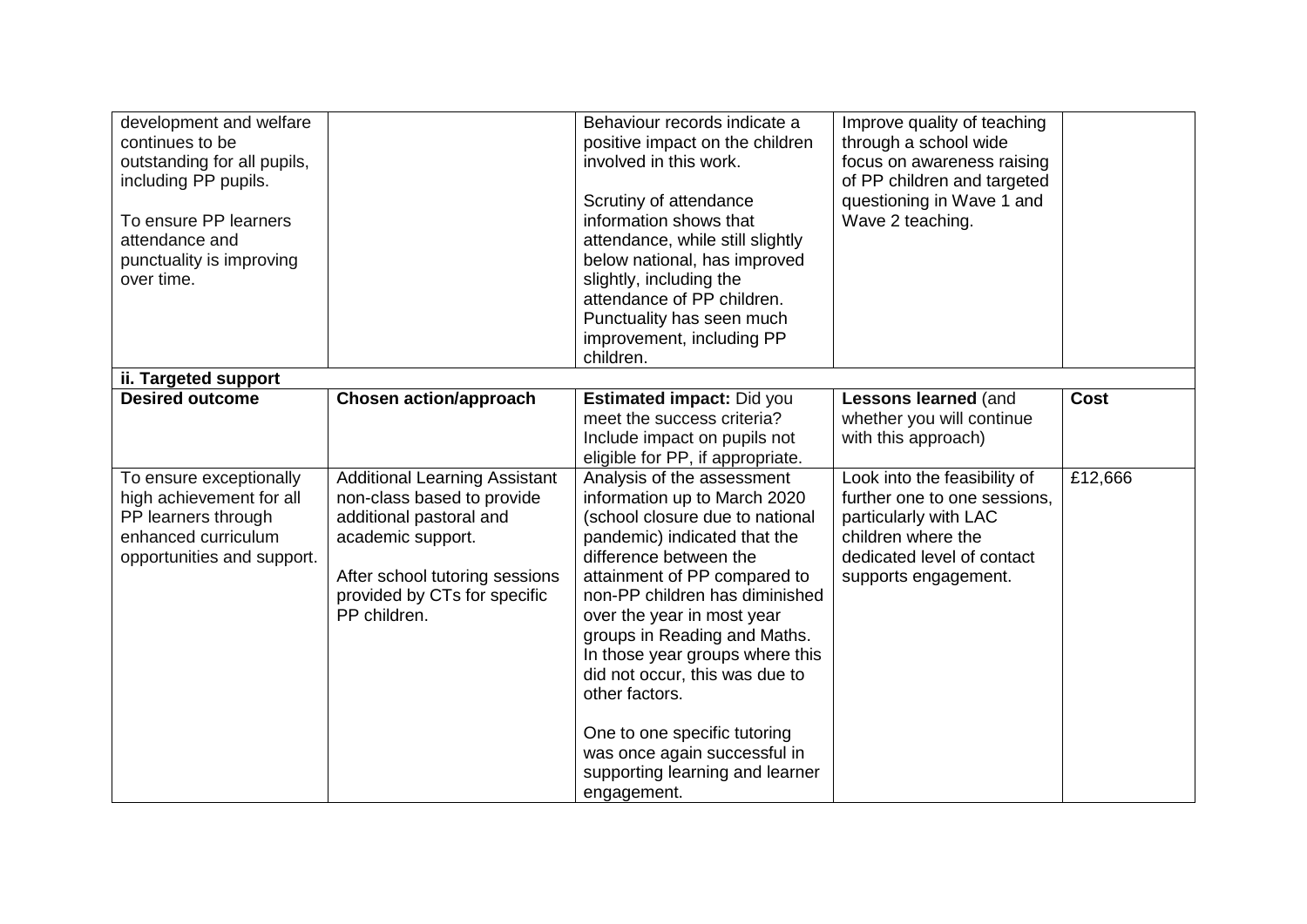| | | | | |
|---|---|---|---|---|
| development and welfare continues to be outstanding for all pupils, including PP pupils.<br><br>To ensure PP learners attendance and punctuality is improving over time. | | Behaviour records indicate a positive impact on the children involved in this work.<br><br>Scrutiny of attendance information shows that attendance, while still slightly below national, has improved slightly, including the attendance of PP children. Punctuality has seen much improvement, including PP children. | Improve quality of teaching through a school wide focus on awareness raising of PP children and targeted questioning in Wave 1 and Wave 2 teaching. | |
| **ii. Targeted support** | | | | |
| **Desired outcome** | **Chosen action/approach** | **Estimated impact:** Did you meet the success criteria? Include impact on pupils not eligible for PP, if appropriate. | **Lessons learned** (and whether you will continue with this approach) | **Cost** |
| To ensure exceptionally high achievement for all PP learners through enhanced curriculum opportunities and support. | Additional Learning Assistant non-class based to provide additional pastoral and academic support.<br><br>After school tutoring sessions provided by CTs for specific PP children. | Analysis of the assessment information up to March 2020 (school closure due to national pandemic) indicated that the difference between the attainment of PP compared to non-PP children has diminished over the year in most year groups in Reading and Maths. In those year groups where this did not occur, this was due to other factors.<br><br>One to one specific tutoring was once again successful in supporting learning and learner engagement. | Look into the feasibility of further one to one sessions, particularly with LAC children where the dedicated level of contact supports engagement. | £12,666 |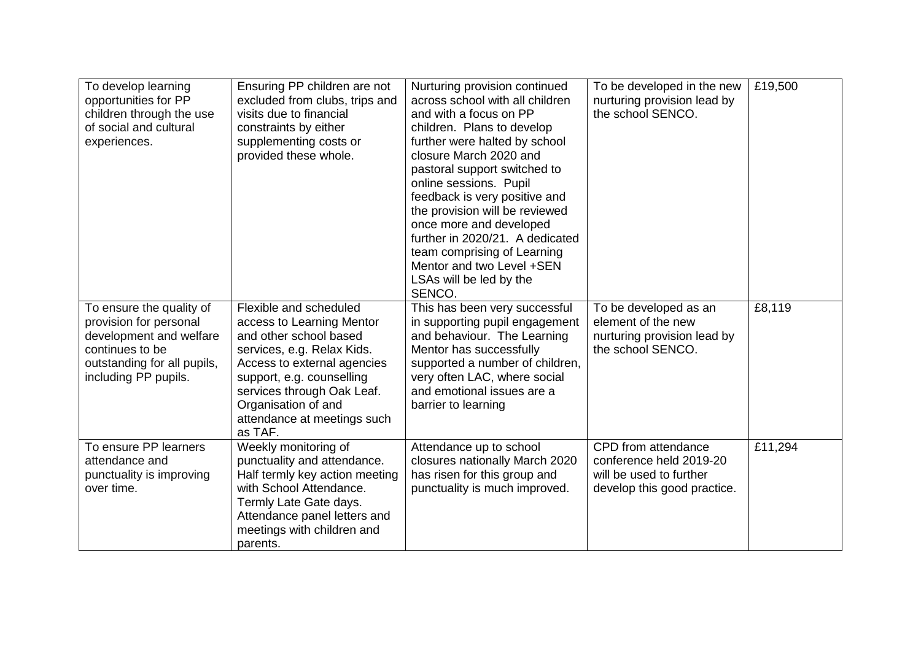| | | | | |
|---|---|---|---|---|
| To develop learning opportunities for PP children through the use of social and cultural experiences. | Ensuring PP children are not excluded from clubs, trips and visits due to financial constraints by either supplementing costs or provided these whole. | Nurturing provision continued across school with all children and with a focus on PP children. Plans to develop further were halted by school closure March 2020 and pastoral support switched to online sessions. Pupil feedback is very positive and the provision will be reviewed once more and developed further in 2020/21. A dedicated team comprising of Learning Mentor and two Level +SEN LSAs will be led by the SENCO. | To be developed in the new nurturing provision lead by the school SENCO. | £19,500 |
| To ensure the quality of provision for personal development and welfare continues to be outstanding for all pupils, including PP pupils. | Flexible and scheduled access to Learning Mentor and other school based services, e.g. Relax Kids. Access to external agencies support, e.g. counselling services through Oak Leaf. Organisation of and attendance at meetings such as TAF. | This has been very successful in supporting pupil engagement and behaviour. The Learning Mentor has successfully supported a number of children, very often LAC, where social and emotional issues are a barrier to learning | To be developed as an element of the new nurturing provision lead by the school SENCO. | £8,119 |
| To ensure PP learners attendance and punctuality is improving over time. | Weekly monitoring of punctuality and attendance. Half termly key action meeting with School Attendance. Termly Late Gate days. Attendance panel letters and meetings with children and parents. | Attendance up to school closures nationally March 2020 has risen for this group and punctuality is much improved. | CPD from attendance conference held 2019-20 will be used to further develop this good practice. | £11,294 |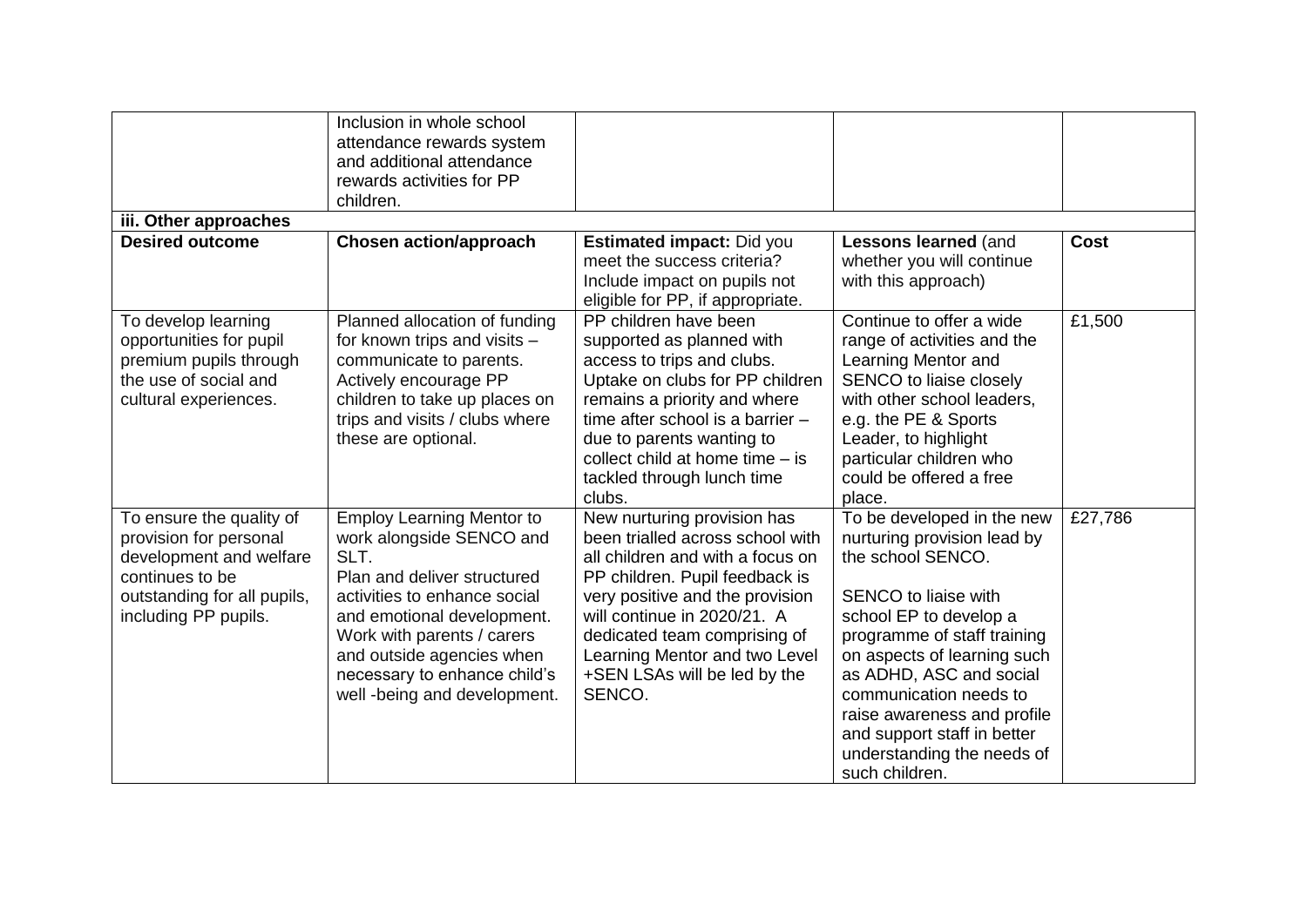| | | | | |
|---|---|---|---|---|
| | Inclusion in whole school attendance rewards system and additional attendance rewards activities for PP children. | | | |
| **iii. Other approaches** | | | | |
| **Desired outcome** | **Chosen action/approach** | **Estimated impact:** Did you meet the success criteria? Include impact on pupils not eligible for PP, if appropriate. | **Lessons learned** (and whether you will continue with this approach) | **Cost** |
| To develop learning opportunities for pupil premium pupils through the use of social and cultural experiences. | Planned allocation of funding for known trips and visits – communicate to parents. Actively encourage PP children to take up places on trips and visits / clubs where these are optional. | PP children have been supported as planned with access to trips and clubs. Uptake on clubs for PP children remains a priority and where time after school is a barrier – due to parents wanting to collect child at home time – is tackled through lunch time clubs. | Continue to offer a wide range of activities and the Learning Mentor and SENCO to liaise closely with other school leaders, e.g. the PE & Sports Leader, to highlight particular children who could be offered a free place. | £1,500 |
| To ensure the quality of provision for personal development and welfare continues to be outstanding for all pupils, including PP pupils. | Employ Learning Mentor to work alongside SENCO and SLT.<br>Plan and deliver structured activities to enhance social and emotional development.<br>Work with parents / carers and outside agencies when necessary to enhance child's well -being and development. | New nurturing provision has been trialled across school with all children and with a focus on PP children. Pupil feedback is very positive and the provision will continue in 2020/21. A dedicated team comprising of Learning Mentor and two Level +SEN LSAs will be led by the SENCO. | To be developed in the new nurturing provision lead by the school SENCO.<br><br>SENCO to liaise with school EP to develop a programme of staff training on aspects of learning such as ADHD, ASC and social communication needs to raise awareness and profile and support staff in better understanding the needs of such children. | £27,786 |